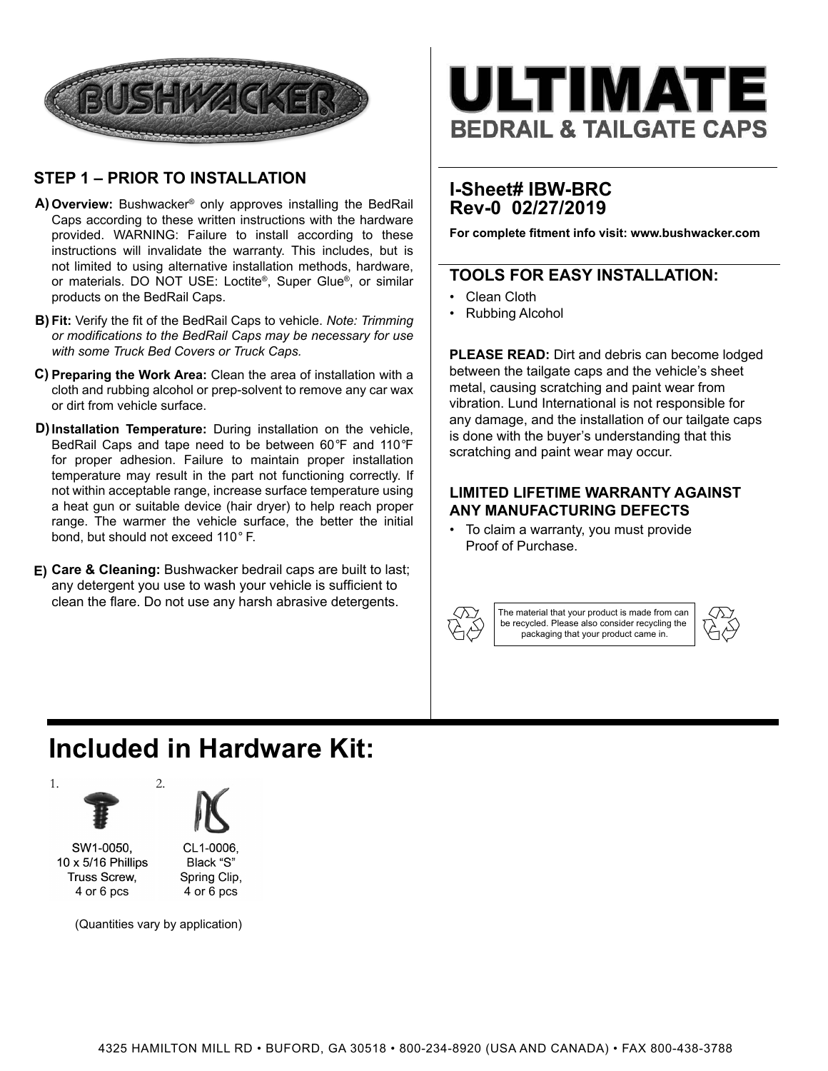BUSHWACKER®

# ULTIMATE
## BEDRAIL & TAILGATE CAPS

## STEP 1 – PRIOR TO INSTALLATION

**A) Overview:** Bushwacker® only approves installing the BedRail Caps according to these written instructions with the hardware provided. WARNING: Failure to install according to these instructions will invalidate the warranty. This includes, but is not limited to using alternative installation methods, hardware, or materials. DO NOT USE: Loctite®, Super Glue®, or similar products on the BedRail Caps.

**B) Fit:** Verify the fit of the BedRail Caps to vehicle. *Note: Trimming or modifications to the BedRail Caps may be necessary for use with some Truck Bed Covers or Truck Caps.*

**C) Preparing the Work Area:** Clean the area of installation with a cloth and rubbing alcohol or prep-solvent to remove any car wax or dirt from vehicle surface.

**D) Installation Temperature:** During installation on the vehicle, BedRail Caps and tape need to be between 60°F and 110°F for proper adhesion. Failure to maintain proper installation temperature may result in the part not functioning correctly. If not within acceptable range, increase surface temperature using a heat gun or suitable device (hair dryer) to help reach proper range. The warmer the vehicle surface, the better the initial bond, but should not exceed 110° F.

**E) Care & Cleaning:** Bushwacker bedrail caps are built to last; any detergent you use to wash your vehicle is sufficient to clean the flare. Do not use any harsh abrasive detergents.

### I-Sheet# IBW-BRC
### Rev-0 02/27/2019

**For complete fitment info visit: www.bushwacker.com**

### TOOLS FOR EASY INSTALLATION:

- Clean Cloth
- Rubbing Alcohol

**PLEASE READ:** Dirt and debris can become lodged between the tailgate caps and the vehicle's sheet metal, causing scratching and paint wear from vibration. Lund International is not responsible for any damage, and the installation of our tailgate caps is done with the buyer's understanding that this scratching and paint wear may occur.

### LIMITED LIFETIME WARRANTY AGAINST ANY MANUFACTURING DEFECTS

- To claim a warranty, you must provide Proof of Purchase.

The material that your product is made from can be recycled. Please also consider recycling the packaging that your product came in.

# Included in Hardware Kit:

1. SW1-0050, 10 x 5/16 Phillips Truss Screw, 4 or 6 pcs
2. CL1-0006, Black "S" Spring Clip, 4 or 6 pcs

(Quantities vary by application)

4325 HAMILTON MILL RD • BUFORD, GA 30518 • 800-234-8920 (USA AND CANADA) • FAX 800-438-3788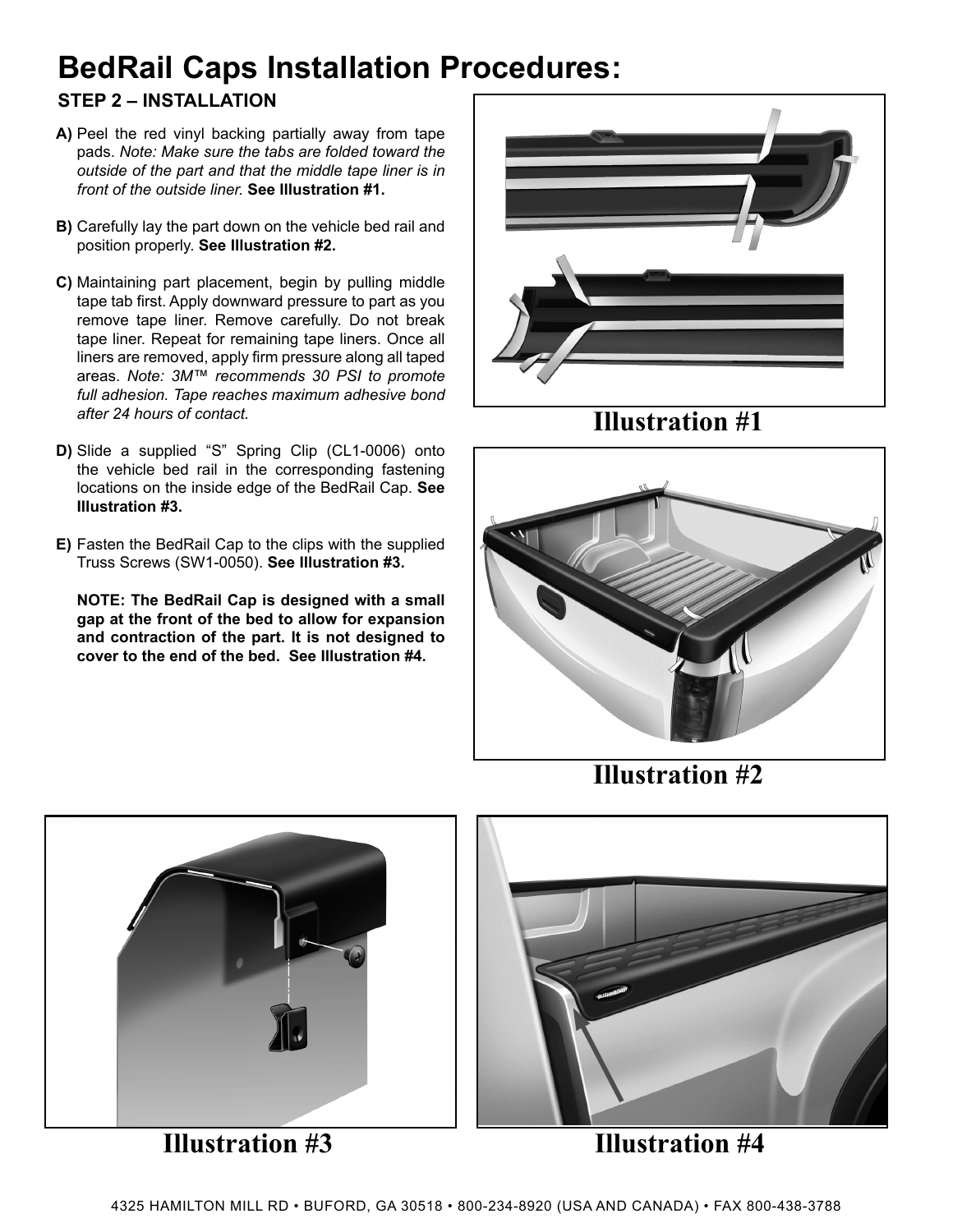# BedRail Caps Installation Procedures:

### STEP 2 – INSTALLATION

**A)** Peel the red vinyl backing partially away from tape pads. *Note: Make sure the tabs are folded toward the outside of the part and that the middle tape liner is in front of the outside liner.* **See Illustration #1.**

**B)** Carefully lay the part down on the vehicle bed rail and position properly. **See Illustration #2.**

**C)** Maintaining part placement, begin by pulling middle tape tab first. Apply downward pressure to part as you remove tape liner. Remove carefully. Do not break tape liner. Repeat for remaining tape liners. Once all liners are removed, apply firm pressure along all taped areas. *Note: 3M™ recommends 30 PSI to promote full adhesion. Tape reaches maximum adhesive bond after 24 hours of contact.*

**D)** Slide a supplied "S" Spring Clip (CL1-0006) onto the vehicle bed rail in the corresponding fastening locations on the inside edge of the BedRail Cap. **See Illustration #3.**

**E)** Fasten the BedRail Cap to the clips with the supplied Truss Screws (SW1-0050). **See Illustration #3.**

**NOTE: The BedRail Cap is designed with a small gap at the front of the bed to allow for expansion and contraction of the part. It is not designed to cover to the end of the bed. See Illustration #4.**

Illustration #1

Illustration #2

Illustration #3

Illustration #4

4325 HAMILTON MILL RD • BUFORD, GA 30518 • 800-234-8920 (USA AND CANADA) • FAX 800-438-3788